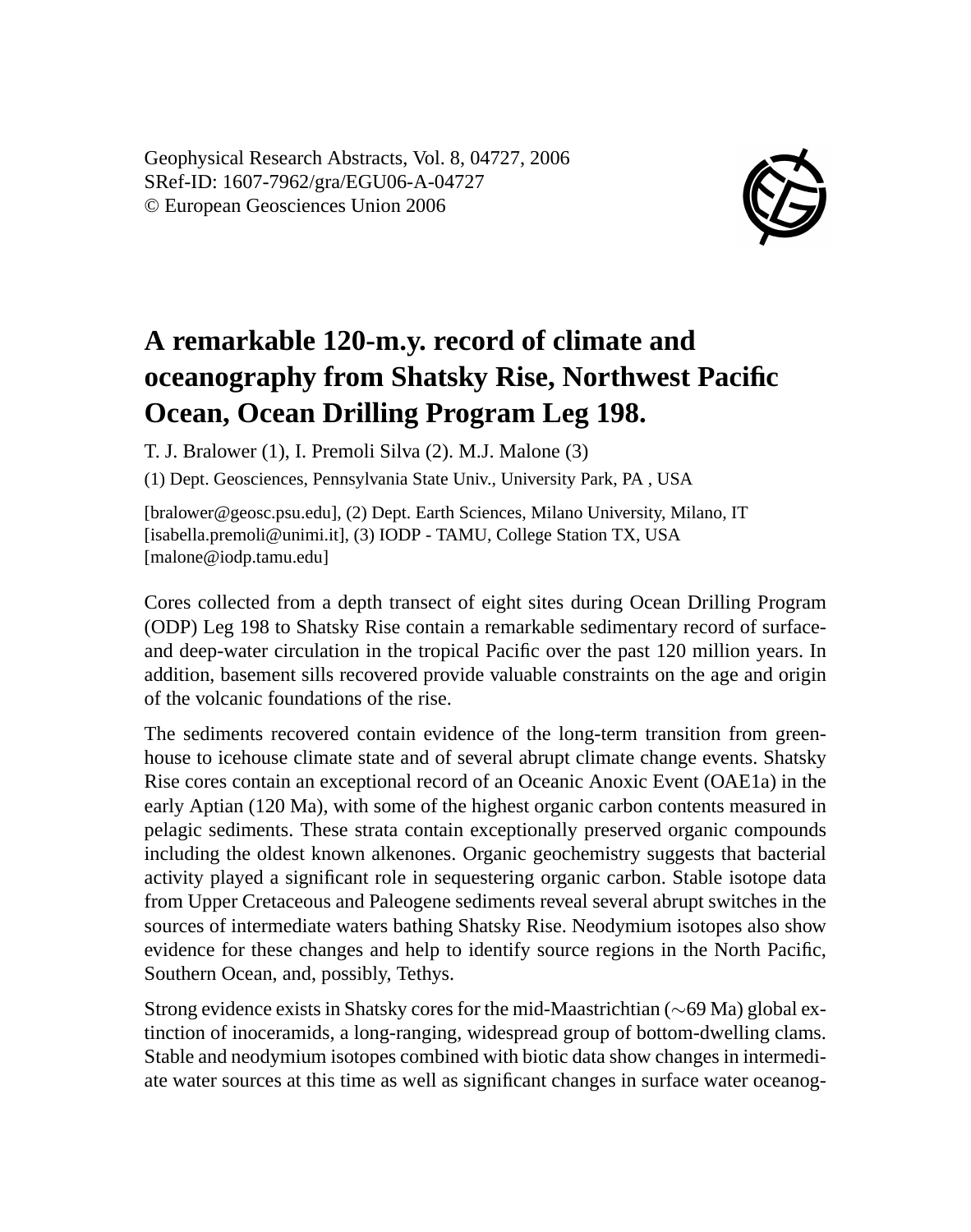Geophysical Research Abstracts, Vol. 8, 04727, 2006
SRef-ID: 1607-7962/gra/EGU06-A-04727
© European Geosciences Union 2006

# A remarkable 120-m.y. record of climate and oceanography from Shatsky Rise, Northwest Pacific Ocean, Ocean Drilling Program Leg 198.

T. J. Bralower (1), I. Premoli Silva (2). M.J. Malone (3)

(1) Dept. Geosciences, Pennsylvania State Univ., University Park, PA , USA

[bralower@geosc.psu.edu], (2) Dept. Earth Sciences, Milano University, Milano, IT [isabella.premoli@unimi.it], (3) IODP - TAMU, College Station TX, USA [malone@iodp.tamu.edu]

Cores collected from a depth transect of eight sites during Ocean Drilling Program (ODP) Leg 198 to Shatsky Rise contain a remarkable sedimentary record of surface- and deep-water circulation in the tropical Pacific over the past 120 million years. In addition, basement sills recovered provide valuable constraints on the age and origin of the volcanic foundations of the rise.

The sediments recovered contain evidence of the long-term transition from greenhouse to icehouse climate state and of several abrupt climate change events. Shatsky Rise cores contain an exceptional record of an Oceanic Anoxic Event (OAE1a) in the early Aptian (120 Ma), with some of the highest organic carbon contents measured in pelagic sediments. These strata contain exceptionally preserved organic compounds including the oldest known alkenones. Organic geochemistry suggests that bacterial activity played a significant role in sequestering organic carbon. Stable isotope data from Upper Cretaceous and Paleogene sediments reveal several abrupt switches in the sources of intermediate waters bathing Shatsky Rise. Neodymium isotopes also show evidence for these changes and help to identify source regions in the North Pacific, Southern Ocean, and, possibly, Tethys.

Strong evidence exists in Shatsky cores for the mid-Maastrichtian ($\sim$69 Ma) global extinction of inoceramids, a long-ranging, widespread group of bottom-dwelling clams. Stable and neodymium isotopes combined with biotic data show changes in intermediate water sources at this time as well as significant changes in surface water oceanog-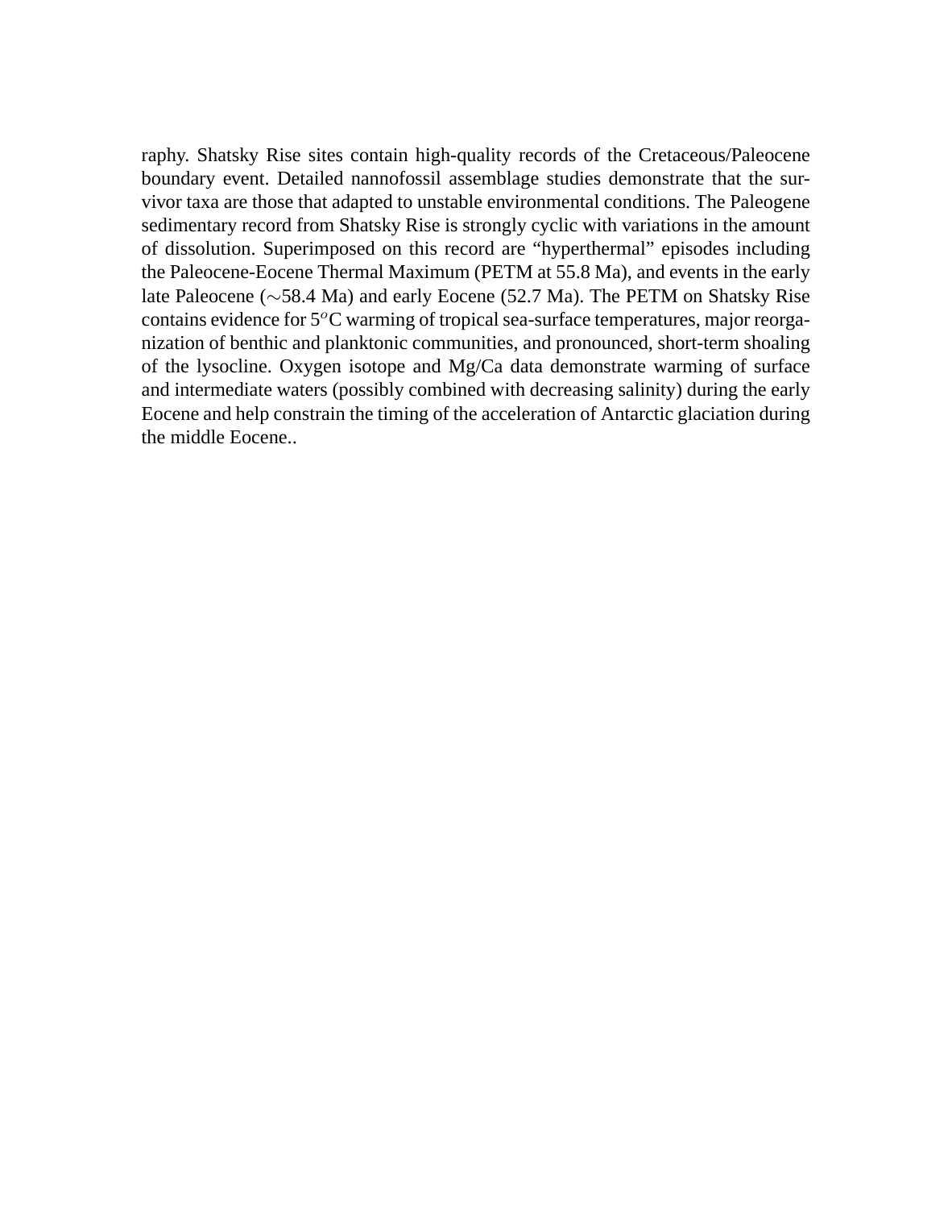raphy. Shatsky Rise sites contain high-quality records of the Cretaceous/Paleocene boundary event. Detailed nannofossil assemblage studies demonstrate that the survivor taxa are those that adapted to unstable environmental conditions. The Paleogene sedimentary record from Shatsky Rise is strongly cyclic with variations in the amount of dissolution. Superimposed on this record are "hyperthermal" episodes including the Paleocene-Eocene Thermal Maximum (PETM at 55.8 Ma), and events in the early late Paleocene ($\sim$58.4 Ma) and early Eocene (52.7 Ma). The PETM on Shatsky Rise contains evidence for $5^{o}$C warming of tropical sea-surface temperatures, major reorganization of benthic and planktonic communities, and pronounced, short-term shoaling of the lysocline. Oxygen isotope and Mg/Ca data demonstrate warming of surface and intermediate waters (possibly combined with decreasing salinity) during the early Eocene and help constrain the timing of the acceleration of Antarctic glaciation during the middle Eocene..